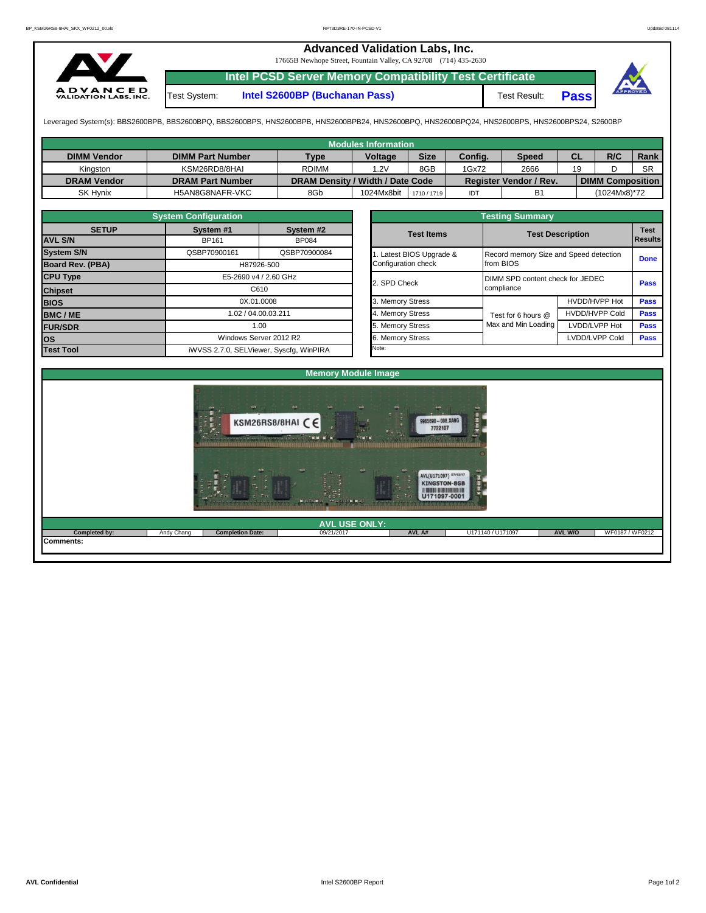# Advanced Validation Labs, Inc.

17665B Newhope Street, Fountain Valley, CA 92708 (714) 435-2630

## Intel PCSD Server Memory Compatibility Test Certificate

Test System: **Intel S2600BP (Buchanan Pass)** Test Result: **Pass**

Leveraged System(s): BBS2600BPB, BBS2600BPQ, BBS2600BPS, HNS2600BPB, HNS2600BPB24, HNS2600BPQ, HNS2600BPQ24, HNS2600BPS, HNS2600BPS24, S2600BP

### Modules Information

| DIMM Vendor | DIMM Part Number | Type | Voltage | Size | Config. | Speed | CL | R/C | Rank |
|---|---|---|---|---|---|---|---|---|---|
| Kingston | KSM26RD8/8HAI | RDIMM | 1.2V | 8GB | 1Gx72 | 2666 | 19 | D | SR |
| **DRAM Vendor** | **DRAM Part Number** | **DRAM Density / Width / Date Code** | | | **Register Vendor / Rev.** | | | **DIMM Composition** | |
| SK Hynix | H5AN8G8NAFR-VKC | 8Gb | 1024Mx8bit | 1710 / 1719 | IDT | B1 | | (1024Mx8)*72 | |

### System Configuration

| SETUP | System #1 | System #2 |
|---|---|---|
| AVL S/N | BP161 | BP084 |
| System S/N | QSBP70900161 | QSBP70900084 |
| Board Rev. (PBA) | H87926-500 | |
| CPU Type | E5-2690 v4 / 2.60 GHz | |
| Chipset | C610 | |
| BIOS | 0X.01.0008 | |
| BMC / ME | 1.02 / 04.00.03.211 | |
| FUR/SDR | 1.00 | |
| OS | Windows Server 2012 R2 | |
| Test Tool | iWVSS 2.7.0, SELViewer, Syscfg, WinPIRA | |

### Testing Summary

| Test Items | Test Description | | Test Results |
|---|---|---|---|
| 1. Latest BIOS Upgrade & Configuration check | Record memory Size and Speed detection from BIOS | | Done |
| 2. SPD Check | DIMM SPD content check for JEDEC compliance | | Pass |
| 3. Memory Stress | Test for 6 hours @ Max and Min Loading | HVDD/HVPP Hot | Pass |
| 4. Memory Stress | | HVDD/HVPP Cold | Pass |
| 5. Memory Stress | | LVDD/LVPP Hot | Pass |
| 6. Memory Stress | | LVDD/LVPP Cold | Pass |

Note:

### Memory Module Image

### AVL USE ONLY:

| Completed by: | Andy Chang | Completion Date: | 09/21/2017 | AVL A# | U171140 / U171097 | AVL W/O | WF0187 / WF0212 |
|---|---|---|---|---|---|---|---|

Comments: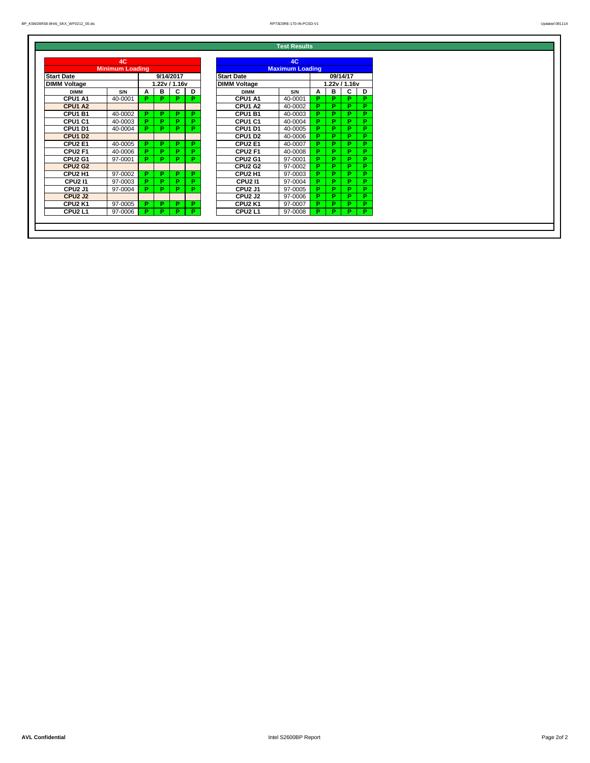## Test Results

| 4C Minimum Loading | | | | | |
|---|---|---|---|---|---|
| **Start Date** | | 9/14/2017 | | | |
| **DIMM Voltage** | | 1.22v / 1.16v | | | |
| **DIMM** | **S/N** | **A** | **B** | **C** | **D** |
| **CPU1 A1** | 40-0001 | P | P | P | P |
| **CPU1 A2** | | | | | |
| **CPU1 B1** | 40-0002 | P | P | P | P |
| **CPU1 C1** | 40-0003 | P | P | P | P |
| **CPU1 D1** | 40-0004 | P | P | P | P |
| **CPU1 D2** | | | | | |
| **CPU2 E1** | 40-0005 | P | P | P | P |
| **CPU2 F1** | 40-0006 | P | P | P | P |
| **CPU2 G1** | 97-0001 | P | P | P | P |
| **CPU2 G2** | | | | | |
| **CPU2 H1** | 97-0002 | P | P | P | P |
| **CPU2 I1** | 97-0003 | P | P | P | P |
| **CPU2 J1** | 97-0004 | P | P | P | P |
| **CPU2 J2** | | | | | |
| **CPU2 K1** | 97-0005 | P | P | P | P |
| **CPU2 L1** | 97-0006 | P | P | P | P |

| 4C Maximum Loading | | | | | |
|---|---|---|---|---|---|
| **Start Date** | | 09/14/17 | | | |
| **DIMM Voltage** | | 1.22v / 1.16v | | | |
| **DIMM** | **S/N** | **A** | **B** | **C** | **D** |
| **CPU1 A1** | 40-0001 | P | P | P | P |
| **CPU1 A2** | 40-0002 | P | P | P | P |
| **CPU1 B1** | 40-0003 | P | P | P | P |
| **CPU1 C1** | 40-0004 | P | P | P | P |
| **CPU1 D1** | 40-0005 | P | P | P | P |
| **CPU1 D2** | 40-0006 | P | P | P | P |
| **CPU2 E1** | 40-0007 | P | P | P | P |
| **CPU2 F1** | 40-0008 | P | P | P | P |
| **CPU2 G1** | 97-0001 | P | P | P | P |
| **CPU2 G2** | 97-0002 | P | P | P | P |
| **CPU2 H1** | 97-0003 | P | P | P | P |
| **CPU2 I1** | 97-0004 | P | P | P | P |
| **CPU2 J1** | 97-0005 | P | P | P | P |
| **CPU2 J2** | 97-0006 | P | P | P | P |
| **CPU2 K1** | 97-0007 | P | P | P | P |
| **CPU2 L1** | 97-0008 | P | P | P | P |